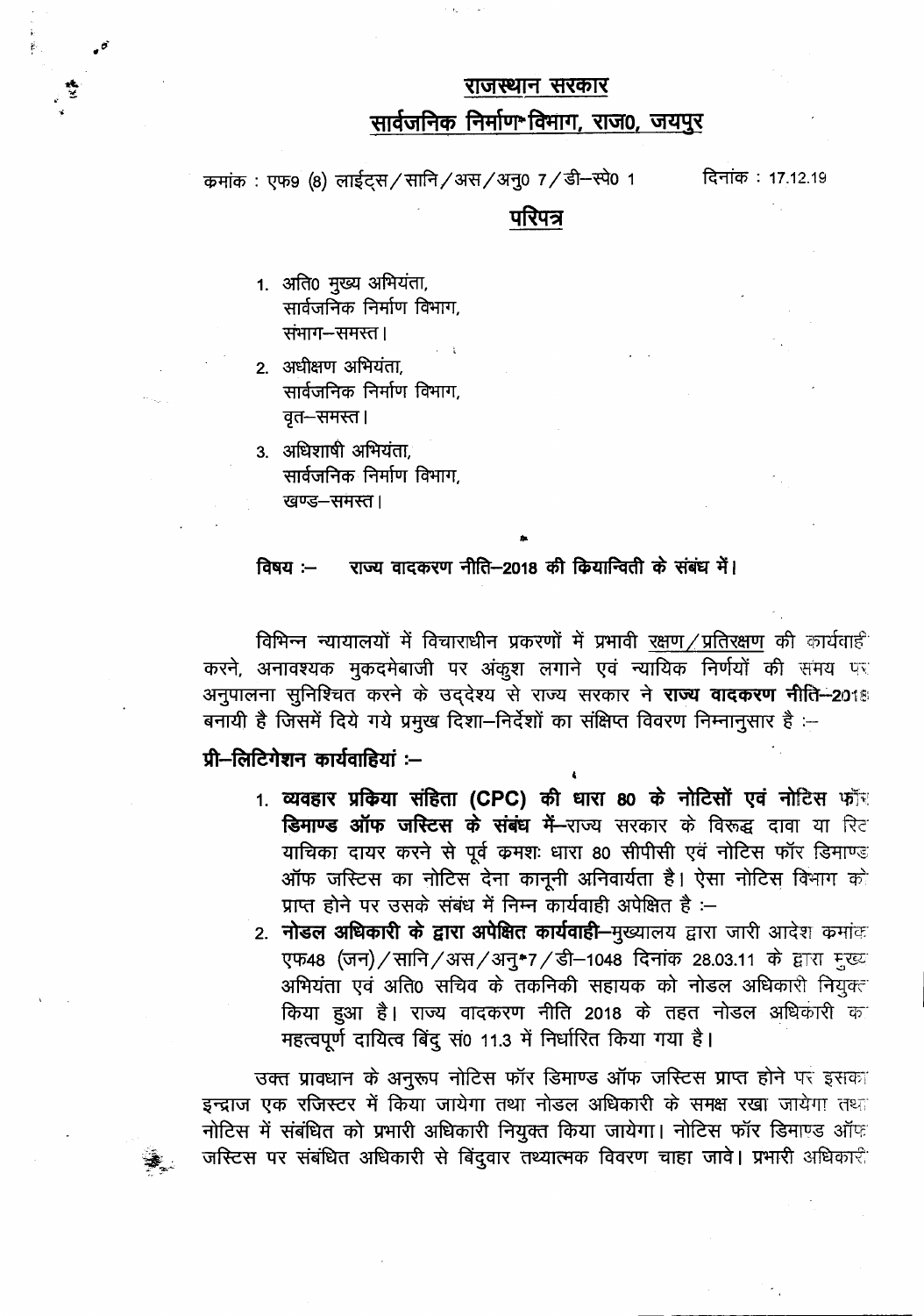# राजस्थान सरकार

## सार्वजनिक निर्माण विभाग, राज0, जयपुर

कमांक : एफ9 (8) लाईट्स/सानि/अस/अनु0 7/डी–स्पे0 1 दिनांक : 17.12.19

## परिपत्र

1. अति0 मुख्य अभियंता,
   सार्वजनिक निर्माण विभाग,
   संभाग–समस्त।
2. अधीक्षण अभियंता,
   सार्वजनिक निर्माण विभाग,
   वृत–समस्त।
3. अधिशाषी अभियंता,
   सार्वजनिक निर्माण विभाग,
   खण्ड–समस्त।

**विषय :– राज्य वादकरण नीति–2018 की कियान्विती के संबंध में।**

विभिन्न न्यायालयों में विचाराधीन प्रकरणों में प्रभावी रक्षण/प्रतिरक्षण की कार्यवाही करने, अनावश्यक मुकदमेबाजी पर अंकुश लगाने एवं न्यायिक निर्णयों की समय पर अनुपालना सुनिश्चित करने के उद्देश्य से राज्य सरकार ने **राज्य वादकरण नीति–2018** बनायी है जिसमें दिये गये प्रमुख दिशा–निर्देशों का संक्षिप्त विवरण निम्नानुसार है :–

**प्री–लिटिगेशन कार्यवाहियां :–**

1. **व्यवहार प्रकिया संहिता (CPC) की धारा 80 के नोटिसों एवं नोटिस फॉर डिमाण्ड ऑफ जस्टिस के संबंध में**–राज्य सरकार के विरूद्ध दावा या रिट याचिका दायर करने से पूर्व कमशः धारा 80 सीपीसी एवं नोटिस फॉर डिमाण्ड ऑफ जस्टिस का नोटिस देना कानूनी अनिवार्यता है। ऐसा नोटिस विभाग को प्राप्त होने पर उसके संबंध में निम्न कार्यवाही अपेक्षित है :–
2. **नोडल अधिकारी के द्वारा अपेक्षित कार्यवाही**–मुख्यालय द्वारा जारी आदेश कमांक एफ48 (जन)/सानि/अस/अनु 7/डी–1048 दिनांक 28.03.11 के द्वारा मुख्य अभियंता एवं अति0 सचिव के तकनिकी सहायक को नोडल अधिकारी नियुक्त किया हुआ है। राज्य वादकरण नीति 2018 के तहत नोडल अधिकारी का महत्वपूर्ण दायित्व बिंदु सं0 11.3 में निर्धारित किया गया है।

उक्त प्रावधान के अनुरूप नोटिस फॉर डिमाण्ड ऑफ जस्टिस प्राप्त होने पर इसका इन्द्राज एक रजिस्टर में किया जायेगा तथा नोडल अधिकारी के समक्ष रखा जायेगा तथा नोटिस में संबंधित को प्रभारी अधिकारी नियुक्त किया जायेगा। नोटिस फॉर डिमाण्ड ऑफ जस्टिस पर संबंधित अधिकारी से बिंदुवार तथ्यात्मक विवरण चाहा जावे। प्रभारी अधिकारी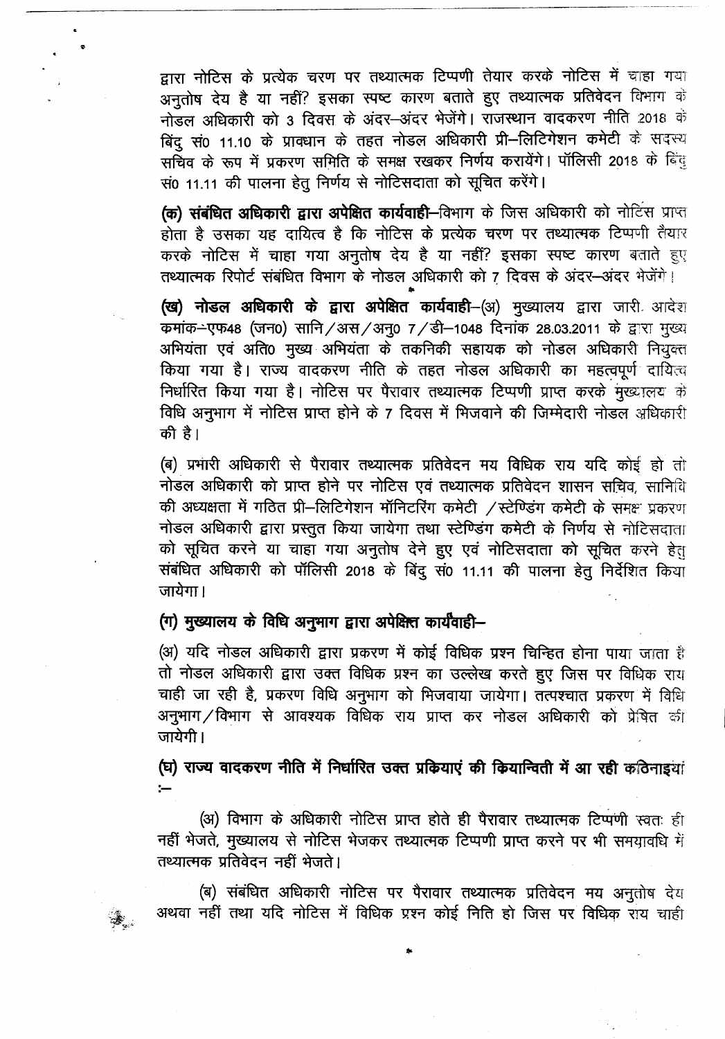द्वारा नोटिस के प्रत्येक चरण पर तथ्यात्मक टिप्पणी तैयार करके नोटिस में चाहा गया अनुतोष देय है या नहीं? इसका स्पष्ट कारण बताते हुए तथ्यात्मक प्रतिवेदन विभाग के नोडल अधिकारी को 3 दिवस के अंदर–अंदर भेजेंगे। राजस्थान वादकरण नीति 2018 के बिंदु सं0 11.10 के प्रावधान के तहत नोडल अधिकारी प्री–लिटिगेशन कमेटी के सदस्य सचिव के रूप में प्रकरण समिति के समक्ष रखकर निर्णय करायेंगे। पॉलिसी 2018 के बिंदु सं0 11.11 की पालना हेतु निर्णय से नोटिसदाता को सूचित करेंगे।

**(क) संबंधित अधिकारी द्वारा अपेक्षित कार्यवाही**–विभाग के जिस अधिकारी को नोटिस प्राप्त होता है उसका यह दायित्व है कि नोटिस के प्रत्येक चरण पर तथ्यात्मक टिप्पणी तैयार करके नोटिस में चाहा गया अनुतोष देय है या नहीं? इसका स्पष्ट कारण बताते हुए तथ्यात्मक रिपोर्ट संबंधित विभाग के नोडल अधिकारी को 7 दिवस के अंदर–अंदर भेजेंगे।

**(ख) नोडल अधिकारी के द्वारा अपेक्षित कार्यवाही**–(अ) मुख्यालय द्वारा जारी आदेश कमांक–एफ48 (जन0) सानि/अस/अनु0 7/डी–1048 दिनांक 28.03.2011 के द्वारा मुख्य अभियंता एवं अति0 मुख्य अभियंता के तकनिकी सहायक को नोडल अधिकारी नियुक्त किया गया है। राज्य वादकरण नीति के तहत नोडल अधिकारी का महत्वपूर्ण दायित्व निर्धारित किया गया है। नोटिस पर पैरावार तथ्यात्मक टिप्पणी प्राप्त करके मुख्यालय के विधि अनुभाग में नोटिस प्राप्त होने के 7 दिवस में भिजवाने की जिम्मेदारी नोडल अधिकारी की है।

(ब) प्रभारी अधिकारी से पैरावार तथ्यात्मक प्रतिवेदन मय विधिक राय यदि कोई हो तो नोडल अधिकारी को प्राप्त होने पर नोटिस एवं तथ्यात्मक प्रतिवेदन शासन सचिव, सानिवि की अध्यक्षता में गठित प्री–लिटिगेशन मॉनिटरिंग कमेटी /स्टेण्डिंग कमेटी के समक्ष प्रकरण नोडल अधिकारी द्वारा प्रस्तुत किया जायेगा तथा स्टेण्डिंग कमेटी के निर्णय से नोटिसदाता को सूचित करने या चाहा गया अनुतोष देने हुए एवं नोटिसदाता को सूचित करने हेतु संबंधित अधिकारी को पॉलिसी 2018 के बिंदु सं0 11.11 की पालना हेतु निर्देशित किया जायेगा।

## (ग) मुख्यालय के विधि अनुभाग द्वारा अपेक्षित कार्यवाही–

(अ) यदि नोडल अधिकारी द्वारा प्रकरण में कोई विधिक प्रश्न चिन्हित होना पाया जाता है तो नोडल अधिकारी द्वारा उक्त विधिक प्रश्न का उल्लेख करते हुए जिस पर विधिक राय चाही जा रही है, प्रकरण विधि अनुभाग को भिजवाया जायेगा। तत्पश्चात प्रकरण में विधि अनुभाग/विभाग से आवश्यक विधिक राय प्राप्त कर नोडल अधिकारी को प्रेषित की जायेगी।

## (घ) राज्य वादकरण नीति में निर्धारित उक्त प्रकियाएं की कियान्विती में आ रही कठिनाइयां :–

(अ) विभाग के अधिकारी नोटिस प्राप्त होते ही पैरावार तथ्यात्मक टिप्पणी स्वतः ही नहीं भेजते, मुख्यालय से नोटिस भेजकर तथ्यात्मक टिप्पणी प्राप्त करने पर भी समयावधि में तथ्यात्मक प्रतिवेदन नहीं भेजते।

(ब) संबंधित अधिकारी नोटिस पर पैरावार तथ्यात्मक प्रतिवेदन मय अनुतोष देय अथवा नहीं तथा यदि नोटिस में विधिक प्रश्न कोई निति हो जिस पर विधिक राय चाही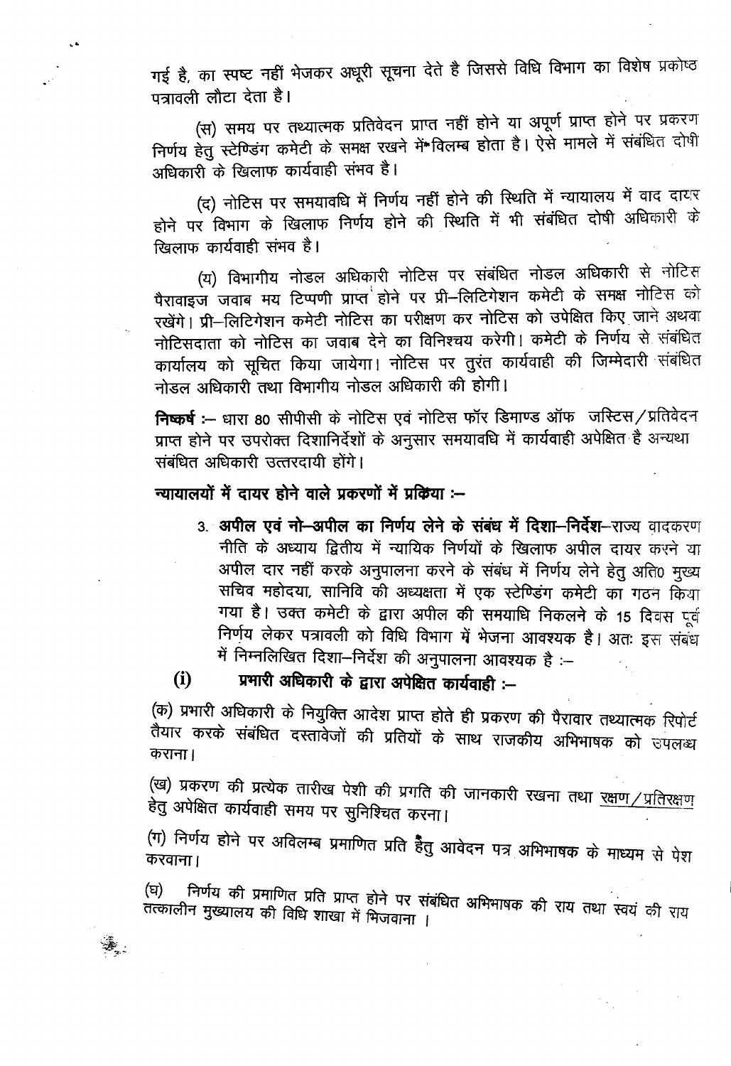गई है, का स्पष्ट नहीं भेजकर अधूरी सूचना देते है जिससे विधि विभाग का विशेष प्रकोष्ठ पत्रावली लौटा देता है।

(स) समय पर तथ्यात्मक प्रतिवेदन प्राप्त नहीं होने या अपूर्ण प्राप्त होने पर प्रकरण निर्णय हेतु स्टेण्डिंग कमेटी के समक्ष रखने में विलम्ब होता है। ऐसे मामले में संबंधित दोषी अधिकारी के खिलाफ कार्यवाही संभव है।

(द) नोटिस पर समयावधि में निर्णय नहीं होने की स्थिति में न्यायालय में वाद दायर होने पर विभाग के खिलाफ निर्णय होने की स्थिति में भी संबंधित दोषी अधिकारी के खिलाफ कार्यवाही संभव है।

(य) विभागीय नोडल अधिकारी नोटिस पर संबंधित नोडल अधिकारी से नोटिस पैरावाइज जवाब मय टिप्पणी प्राप्त होने पर प्री–लिटिगेशन कमेटी के समक्ष नोटिस को रखेंगे। प्री–लिटिगेशन कमेटी नोटिस का परीक्षण कर नोटिस को उपेक्षित किए जाने अथवा नोटिसदाता को नोटिस का जवाब देने का विनिश्चय करेगी। कमेटी के निर्णय से संबंधित कार्यालय को सूचित किया जायेगा। नोटिस पर तुरंत कार्यवाही की जिम्मेदारी संबंधित नोडल अधिकारी तथा विभागीय नोडल अधिकारी की होगी।

**निष्कर्ष :–** धारा 80 सीपीसी के नोटिस एवं नोटिस फॉर डिमाण्ड ऑफ जस्टिस/प्रतिवेदन प्राप्त होने पर उपरोक्त दिशानिर्देशों के अनुसार समयावधि में कार्यवाही अपेक्षित है अन्यथा संबंधित अधिकारी उत्तरदायी होंगे।

**न्यायालयों में दायर होने वाले प्रकरणों में प्रक्रिया :–**

3. **अपील एवं नो–अपील का निर्णय लेने के संबंध में दिशा–निर्देश**–राज्य वादकरण नीति के अध्याय द्वितीय में न्यायिक निर्णयों के खिलाफ अपील दायर करने या अपील दार नहीं करके अनुपालना करने के संबंध में निर्णय लेने हेतु अति० मुख्य सचिव महोदया, सानिवि की अध्यक्षता में एक स्टेण्डिंग कमेटी का गठन किया गया है। उक्त कमेटी के द्वारा अपील की समयाधि निकलने के 15 दिवस पूर्व निर्णय लेकर पत्रावली को विधि विभाग में भेजना आवश्यक है। अतः इस संबंध में निम्नलिखित दिशा–निर्देश की अनुपालना आवश्यक है :–

**(i) प्रभारी अधिकारी के द्वारा अपेक्षित कार्यवाही :–**

(क) प्रभारी अधिकारी के नियुक्ति आदेश प्राप्त होते ही प्रकरण की पैरावार तथ्यात्मक रिपोर्ट तैयार करके संबंधित दस्तावेजों की प्रतियों के साथ राजकीय अभिभाषक को उपलब्ध कराना।

(ख) प्रकरण की प्रत्येक तारीख पेशी की प्रगति की जानकारी रखना तथा रक्षण/प्रतिरक्षण हेतु अपेक्षित कार्यवाही समय पर सुनिश्चित करना।

(ग) निर्णय होने पर अविलम्ब प्रमाणित प्रति हेतु आवेदन पत्र अभिभाषक के माध्यम से पेश करवाना।

(घ) निर्णय की प्रमाणित प्रति प्राप्त होने पर संबंधित अभिभाषक की राय तथा स्वयं की राय तत्कालीन मुख्यालय की विधि शाखा में भिजवाना ।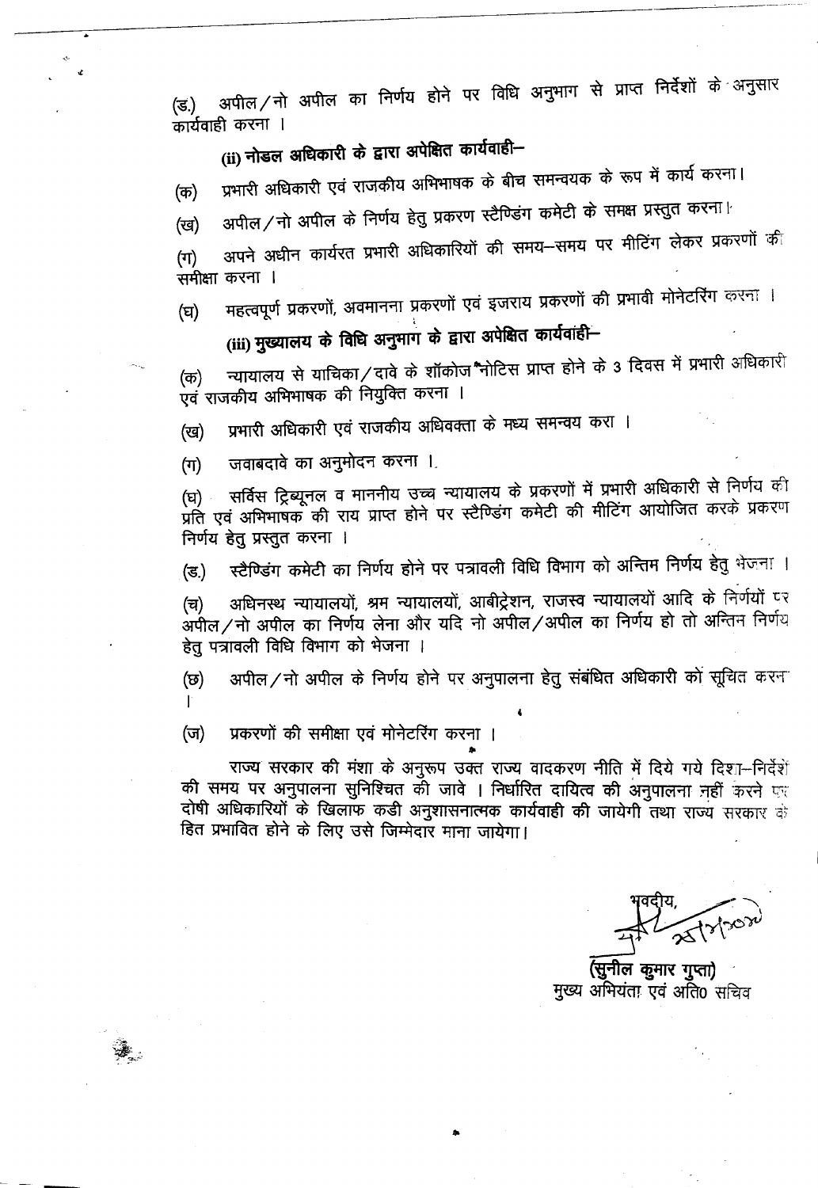(ड.) अपील/नो अपील का निर्णय होने पर विधि अनुभाग से प्राप्त निर्देशों के अनुसार कार्यवाही करना ।

**(ii) नोडल अधिकारी के द्वारा अपेक्षित कार्यवाही–**

(क) प्रभारी अधिकारी एवं राजकीय अभिभाषक के बीच समन्वयक के रूप में कार्य करना।

(ख) अपील/नो अपील के निर्णय हेतु प्रकरण स्टैण्डिंग कमेटी के समक्ष प्रस्तुत करना।

(ग) अपने अधीन कार्यरत प्रभारी अधिकारियों की समय–समय पर मीटिंग लेकर प्रकरणों की समीक्षा करना ।

(घ) महत्वपूर्ण प्रकरणों, अवमानना प्रकरणों एवं इजराय प्रकरणों की प्रभावी मोनेटरिंग करना ।

**(iii) मुख्यालय के विधि अनुभाग के द्वारा अपेक्षित कार्यवाही–**

(क) न्यायालय से याचिका/दावे के शॉकोज नोटिस प्राप्त होने के 3 दिवस में प्रभारी अधिकारी एवं राजकीय अभिभाषक की नियुक्ति करना ।

(ख) प्रभारी अधिकारी एवं राजकीय अधिवक्ता के मध्य समन्वय करा ।

(ग) जवाबदावे का अनुमोदन करना ।

(घ) सर्विस ट्रिब्यूनल व माननीय उच्च न्यायालय के प्रकरणों में प्रभारी अधिकारी से निर्णय की प्रति एवं अभिभाषक की राय प्राप्त होने पर स्टैण्डिंग कमेटी की मीटिंग आयोजित करके प्रकरण निर्णय हेतु प्रस्तुत करना ।

(ड.) स्टैण्डिंग कमेटी का निर्णय होने पर पत्रावली विधि विभाग को अन्तिम निर्णय हेतु भेजना ।

(च) अधिनस्थ न्यायालयों, श्रम न्यायालयों, आबीट्रेशन, राजस्व न्यायालयों आदि के निर्णयों पर अपील/नो अपील का निर्णय लेना और यदि नो अपील/अपील का निर्णय हो तो अन्तिम निर्णय हेतु पत्रावली विधि विभाग को भेजना ।

(छ) अपील/नो अपील के निर्णय होने पर अनुपालना हेतु संबंधित अधिकारी को सूचित करना ।

(ज) प्रकरणों की समीक्षा एवं मोनेटरिंग करना ।

राज्य सरकार की मंशा के अनुरूप उक्त राज्य वादकरण नीति में दिये गये दिशा–निर्देशों की समय पर अनुपालना सुनिश्चित की जावे । निर्धारित दायित्व की अनुपालना नहीं करने पर दोषी अधिकारियों के खिलाफ कडी अनुशासनात्मक कार्यवाही की जायेगी तथा राज्य सरकार के हित प्रभावित होने के लिए उसे जिम्मेदार माना जायेगा।

भवदीय,

(सुनील कुमार गुप्ता)
मुख्य अभियंता एवं अति० सचिव